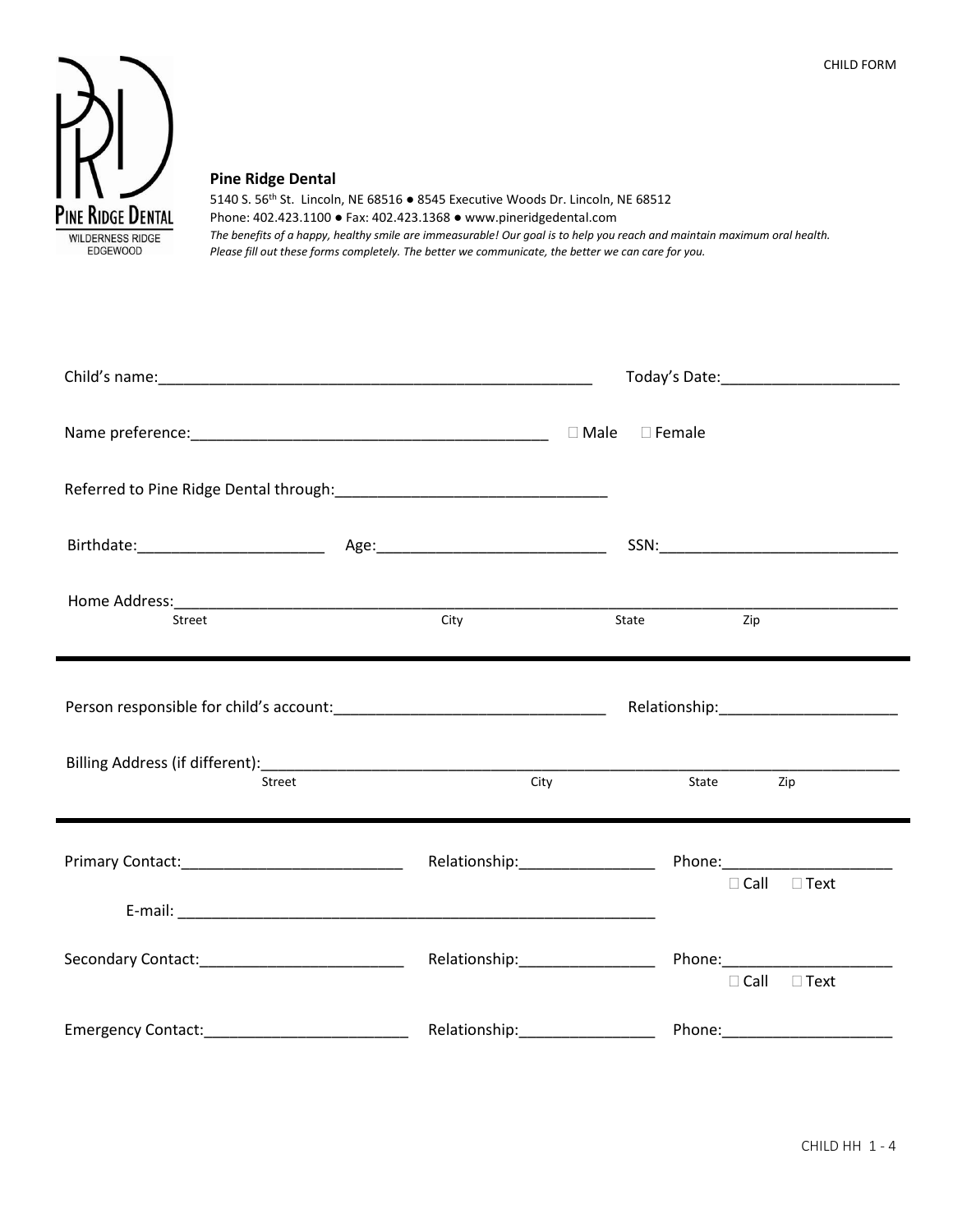CHILD FORM

**Pine Ridge Dental**
5140 S. 56th St. Lincoln, NE 68516 ● 8545 Executive Woods Dr. Lincoln, NE 68512
Phone: 402.423.1100 ● Fax: 402.423.1368 ● www.pineridgedental.com
*The benefits of a happy, healthy smile are immeasurable! Our goal is to help you reach and maintain maximum oral health. Please fill out these forms completely. The better we communicate, the better we can care for you.*

Child's name:____________________________________________________ Today's Date:_____________________

Name preference:___________________________________________ ☐ Male ☐ Female

Referred to Pine Ridge Dental through:________________________________

Birthdate:______________________ Age:___________________________ SSN:____________________________

Home Address:____________________________________________________________________________________
Street City State Zip

---

Person responsible for child's account:________________________________ Relationship:_____________________

Billing Address (if different):__________________________________________________________________________
Street City State Zip

---

Primary Contact:__________________________ Relationship:________________ Phone:____________________
☐ Call ☐ Text

E-mail: _________________________________________________________

Secondary Contact:________________________ Relationship:________________ Phone:____________________
☐ Call ☐ Text

Emergency Contact:________________________ Relationship:________________ Phone:____________________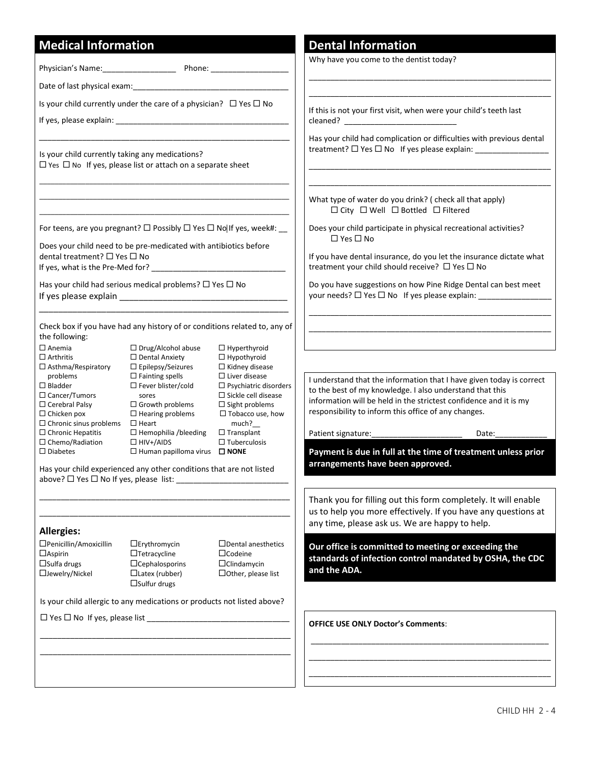## Medical Information

Physician's Name:_________________ Phone: ___________________

Date of last physical exam:_____________________________________

Is your child currently under the care of a physician? ☐ Yes ☐ No

If yes, please explain: __________________________________________

_____________________________________________________________

Is your child currently taking any medications?
☐ Yes ☐ No If yes, please list or attach on a separate sheet

_____________________________________________________________

_____________________________________________________________

_____________________________________________________________

For teens, are you pregnant? ☐ Possibly ☐ Yes ☐ No If yes, week#: __

Does your child need to be pre-medicated with antibiotics before dental treatment? ☐ Yes ☐ No
If yes, what is the Pre-Med for? _______________________________

Has your child had serious medical problems? ☐ Yes ☐ No
If yes please explain ____________________________________

_____________________________________________________________

Check box if you have had any history of or conditions related to, any of the following:

| | | |
|---|---|---|
| ☐ Anemia | ☐ Drug/Alcohol abuse | ☐ Hyperthyroid |
| ☐ Arthritis | ☐ Dental Anxiety | ☐ Hypothyroid |
| ☐ Asthma/Respiratory problems | ☐ Epilepsy/Seizures | ☐ Kidney disease |
| ☐ Bladder | ☐ Fainting spells | ☐ Liver disease |
| ☐ Cancer/Tumors | ☐ Fever blister/cold sores | ☐ Psychiatric disorders |
| ☐ Cerebral Palsy | ☐ Growth problems | ☐ Sickle cell disease |
| ☐ Chicken pox | ☐ Hearing problems | ☐ Sight problems |
| ☐ Chronic sinus problems | ☐ Heart | ☐ Tobacco use, how much?__ |
| ☐ Chronic Hepatitis | ☐ Hemophilia /bleeding | ☐ Transplant |
| ☐ Chemo/Radiation | ☐ HIV+/AIDS | ☐ Tuberculosis |
| ☐ Diabetes | ☐ Human papilloma virus | ☐ **NONE** |

Has your child experienced any other conditions that are not listed above? ☐ Yes ☐ No If yes, please list: __________________________

_____________________________________________________________

_____________________________________________________________

### Allergies:

| | | |
|---|---|---|
| ☐Penicillin/Amoxicillin | ☐Erythromycin | ☐Dental anesthetics |
| ☐Aspirin | ☐Tetracycline | ☐Codeine |
| ☐Sulfa drugs | ☐Cephalosporins | ☐Clindamycin |
| ☐Jewelry/Nickel | ☐Latex (rubber) | ☐Other, please list |
| | ☐Sulfur drugs | |

Is your child allergic to any medications or products not listed above?

☐ Yes ☐ No If yes, please list _________________________________

_____________________________________________________________

_____________________________________________________________

## Dental Information

Why have you come to the dentist today?

_____________________________________________________________

_____________________________________________________________

If this is not your first visit, when were your child's teeth last cleaned? __________________________

Has your child had complication or difficulties with previous dental treatment? ☐ Yes ☐ No If yes please explain: _________________

_____________________________________________________________

_____________________________________________________________

What type of water do you drink? ( check all that apply)
☐ City ☐ Well ☐ Bottled ☐ Filtered

Does your child participate in physical recreational activities?
☐ Yes ☐ No

If you have dental insurance, do you let the insurance dictate what treatment your child should receive? ☐ Yes ☐ No

Do you have suggestions on how Pine Ridge Dental can best meet your needs? ☐ Yes ☐ No If yes please explain: _________________

_____________________________________________________________

_____________________________________________________________

I understand that the information that I have given today is correct to the best of my knowledge. I also understand that this information will be held in the strictest confidence and it is my responsibility to inform this office of any changes.

Patient signature:_____________________ Date:____________

**Payment is due in full at the time of treatment unless prior arrangements have been approved.**

Thank you for filling out this form completely. It will enable us to help you more effectively. If you have any questions at any time, please ask us. We are happy to help.

**Our office is committed to meeting or exceeding the standards of infection control mandated by OSHA, the CDC and the ADA.**

**OFFICE USE ONLY Doctor's Comments**:

_____________________________________________________________

_____________________________________________________________

_____________________________________________________________

CHILD HH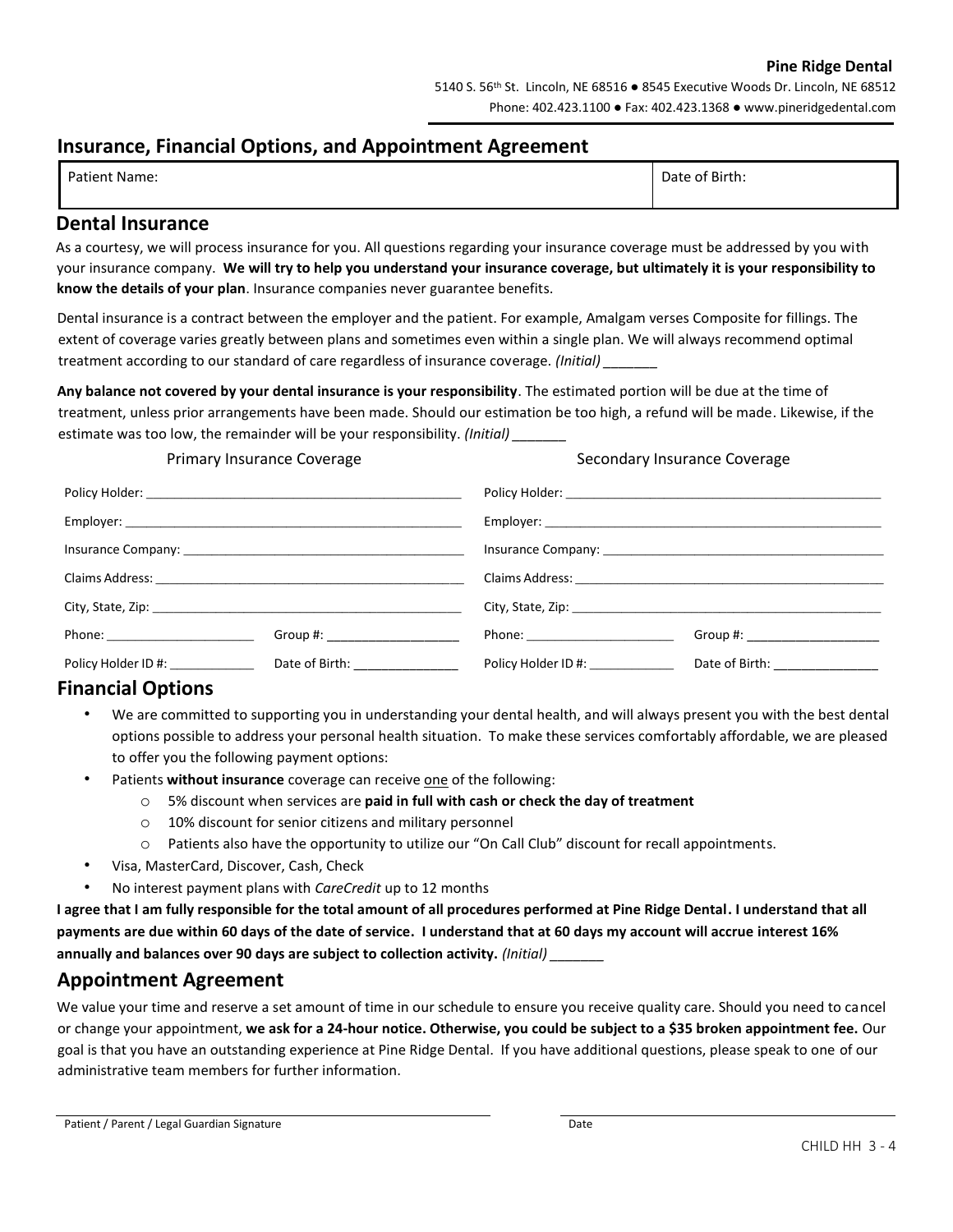**Pine Ridge Dental**

5140 S. 56th St. Lincoln, NE 68516 ● 8545 Executive Woods Dr. Lincoln, NE 68512

Phone: 402.423.1100 ● Fax: 402.423.1368 ● www.pineridgedental.com

## Insurance, Financial Options, and Appointment Agreement

| Patient Name: | Date of Birth: |
|---|---|
| | |

## Dental Insurance

As a courtesy, we will process insurance for you. All questions regarding your insurance coverage must be addressed by you with your insurance company. **We will try to help you understand your insurance coverage, but ultimately it is your responsibility to know the details of your plan**. Insurance companies never guarantee benefits.

Dental insurance is a contract between the employer and the patient. For example, Amalgam verses Composite for fillings. The extent of coverage varies greatly between plans and sometimes even within a single plan. We will always recommend optimal treatment according to our standard of care regardless of insurance coverage. *(Initial)* _______

**Any balance not covered by your dental insurance is your responsibility**. The estimated portion will be due at the time of treatment, unless prior arrangements have been made. Should our estimation be too high, a refund will be made. Likewise, if the estimate was too low, the remainder will be your responsibility. *(Initial)* _______

| Primary Insurance Coverage | | Secondary Insurance Coverage | |
|---|---|---|---|
| Policy Holder: | | Policy Holder: | |
| Employer: | | Employer: | |
| Insurance Company: | | Insurance Company: | |
| Claims Address: | | Claims Address: | |
| City, State, Zip: | | City, State, Zip: | |
| Phone: | Group #: | Phone: | Group #: |
| Policy Holder ID #: | Date of Birth: | Policy Holder ID #: | Date of Birth: |

## Financial Options

- We are committed to supporting you in understanding your dental health, and will always present you with the best dental options possible to address your personal health situation. To make these services comfortably affordable, we are pleased to offer you the following payment options:
- Patients **without insurance** coverage can receive one of the following:
  - 5% discount when services are **paid in full with cash or check the day of treatment**
  - 10% discount for senior citizens and military personnel
  - Patients also have the opportunity to utilize our "On Call Club" discount for recall appointments.
- Visa, MasterCard, Discover, Cash, Check
- No interest payment plans with *CareCredit* up to 12 months

**I agree that I am fully responsible for the total amount of all procedures performed at Pine Ridge Dental. I understand that all payments are due within 60 days of the date of service. I understand that at 60 days my account will accrue interest 16% annually and balances over 90 days are subject to collection activity.** *(Initial)* _______

## Appointment Agreement

We value your time and reserve a set amount of time in our schedule to ensure you receive quality care. Should you need to cancel or change your appointment, **we ask for a 24-hour notice. Otherwise, you could be subject to a $35 broken appointment fee.** Our goal is that you have an outstanding experience at Pine Ridge Dental. If you have additional questions, please speak to one of our administrative team members for further information.

_______________________________________ &nbsp;&nbsp;&nbsp; _______________________________________

Patient / Parent / Legal Guardian Signature &nbsp;&nbsp;&nbsp; Date

CHILD HH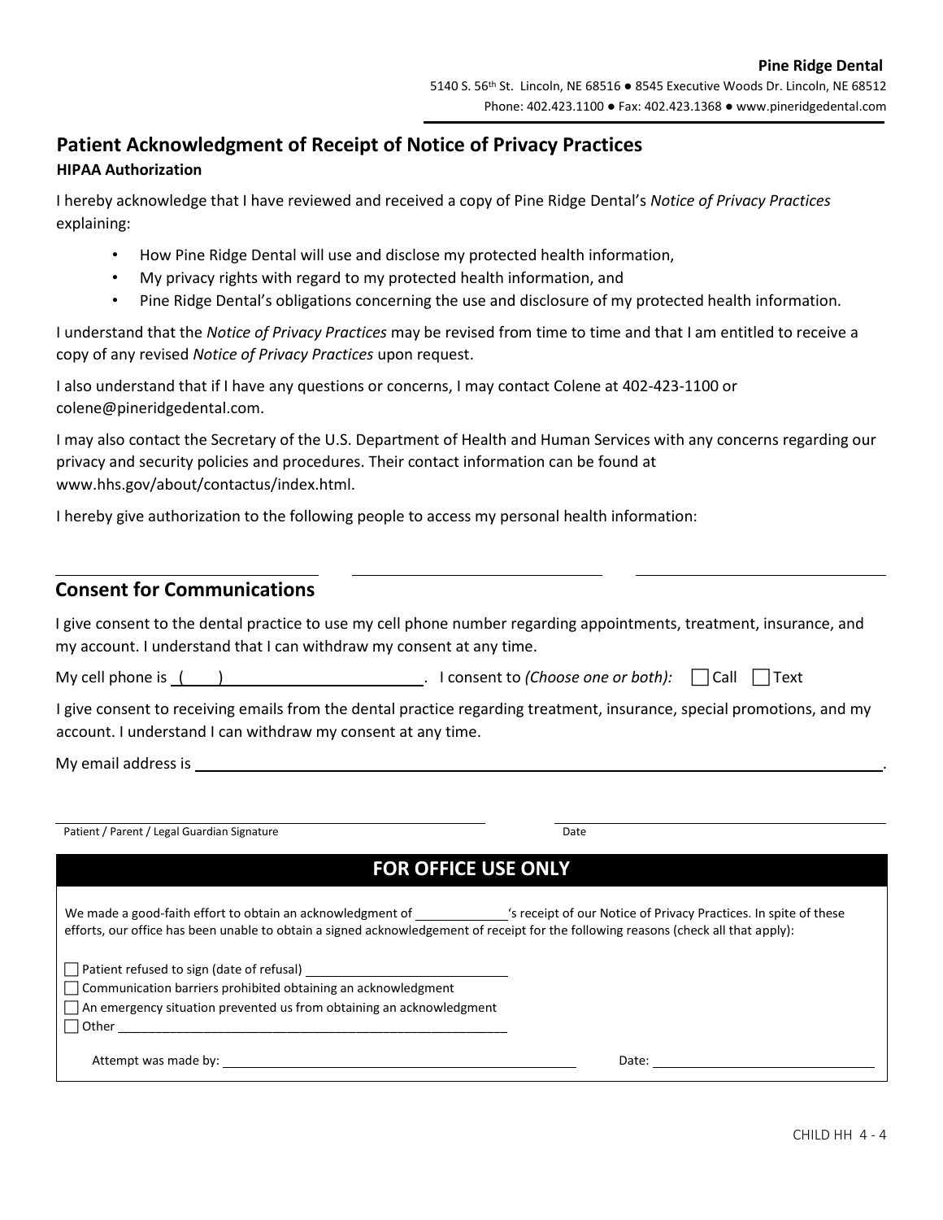**Pine Ridge Dental**

5140 S. 56th St. Lincoln, NE 68516 ● 8545 Executive Woods Dr. Lincoln, NE 68512

Phone: 402.423.1100 ● Fax: 402.423.1368 ● www.pineridgedental.com

## Patient Acknowledgment of Receipt of Notice of Privacy Practices

**HIPAA Authorization**

I hereby acknowledge that I have reviewed and received a copy of Pine Ridge Dental's *Notice of Privacy Practices* explaining:

- How Pine Ridge Dental will use and disclose my protected health information,
- My privacy rights with regard to my protected health information, and
- Pine Ridge Dental's obligations concerning the use and disclosure of my protected health information.

I understand that the *Notice of Privacy Practices* may be revised from time to time and that I am entitled to receive a copy of any revised *Notice of Privacy Practices* upon request.

I also understand that if I have any questions or concerns, I may contact Colene at 402-423-1100 or colene@pineridgedental.com.

I may also contact the Secretary of the U.S. Department of Health and Human Services with any concerns regarding our privacy and security policies and procedures. Their contact information can be found at www.hhs.gov/about/contactus/index.html.

I hereby give authorization to the following people to access my personal health information:

\_\_\_\_\_\_\_\_\_\_\_\_\_\_\_\_\_\_\_\_ \_\_\_\_\_\_\_\_\_\_\_\_\_\_\_\_\_\_\_\_ \_\_\_\_\_\_\_\_\_\_\_\_\_\_\_\_\_\_\_\_

## Consent for Communications

I give consent to the dental practice to use my cell phone number regarding appointments, treatment, insurance, and my account. I understand that I can withdraw my consent at any time.

My cell phone is (\_\_\_\_) \_\_\_\_\_\_\_\_\_\_\_\_\_\_\_\_\_\_\_\_. I consent to *(Choose one or both):* ☐ Call ☐ Text

I give consent to receiving emails from the dental practice regarding treatment, insurance, special promotions, and my account. I understand I can withdraw my consent at any time.

My email address is \_\_\_\_\_\_\_\_\_\_\_\_\_\_\_\_\_\_\_\_\_\_\_\_\_\_\_\_\_\_\_\_\_\_\_\_\_\_\_\_.

\_\_\_\_\_\_\_\_\_\_\_\_\_\_\_\_\_\_\_\_\_\_\_\_\_\_\_\_\_\_ \_\_\_\_\_\_\_\_\_\_\_\_\_\_\_\_\_\_\_\_

Patient / Parent / Legal Guardian Signature Date

## FOR OFFICE USE ONLY

We made a good-faith effort to obtain an acknowledgment of \_\_\_\_\_\_\_\_\_\_\_\_'s receipt of our Notice of Privacy Practices. In spite of these efforts, our office has been unable to obtain a signed acknowledgement of receipt for the following reasons (check all that apply):

☐ Patient refused to sign (date of refusal) \_\_\_\_\_\_\_\_\_\_\_\_\_\_\_\_\_\_\_\_

☐ Communication barriers prohibited obtaining an acknowledgment

☐ An emergency situation prevented us from obtaining an acknowledgment

☐ Other \_\_\_\_\_\_\_\_\_\_\_\_\_\_\_\_\_\_\_\_\_\_\_\_\_\_\_\_\_\_\_\_\_\_\_\_\_\_\_\_

Attempt was made by: \_\_\_\_\_\_\_\_\_\_\_\_\_\_\_\_\_\_\_\_\_\_\_\_\_\_\_\_\_\_ Date: \_\_\_\_\_\_\_\_\_\_\_\_\_\_\_\_\_\_\_\_

CHILD HH